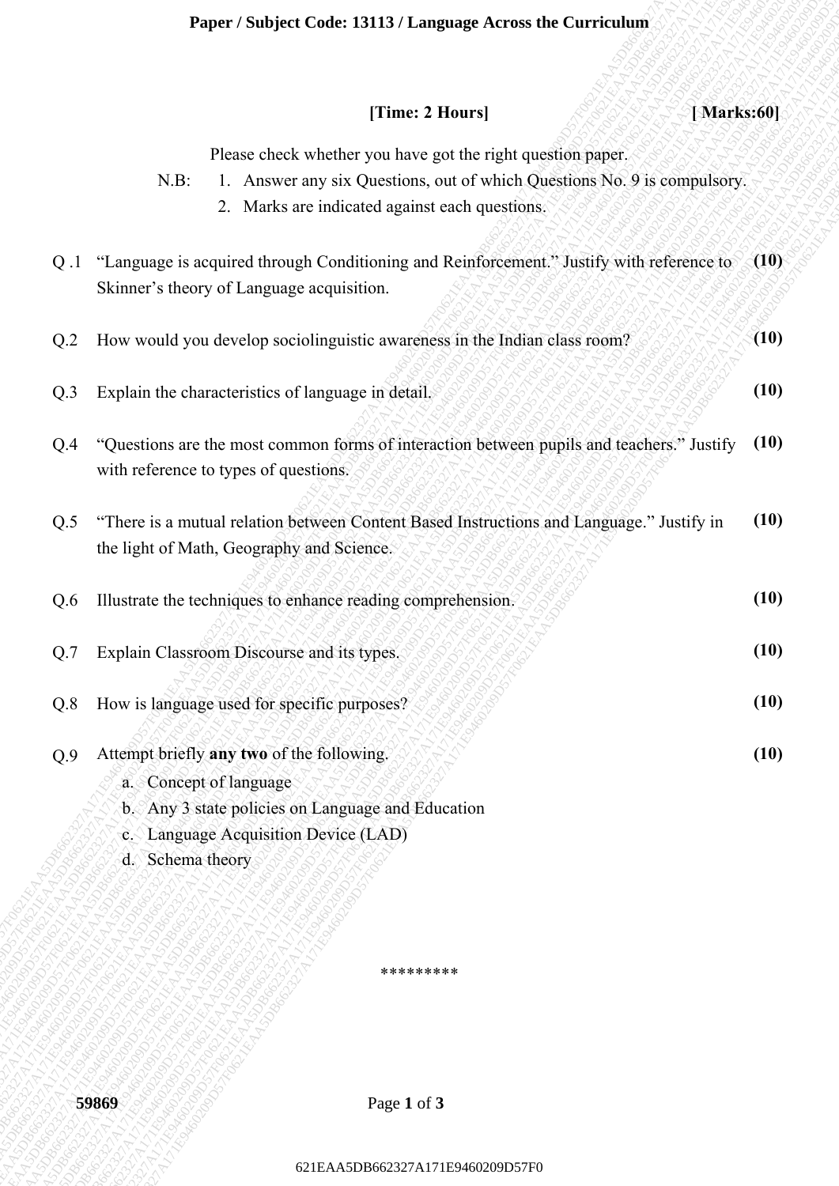# Paper / Subject Code: 13113 / Language Across the Curriculum

**[Time: 2 Hours]** **[ Marks:60]**

Please check whether you have got the right question paper.

N.B:
1. Answer any six Questions, out of which Questions No. 9 is compulsory.
2. Marks are indicated against each questions.

Q .1 "Language is acquired through Conditioning and Reinforcement." Justify with reference to Skinner's theory of Language acquisition. **(10)**

Q.2 How would you develop sociolinguistic awareness in the Indian class room? **(10)**

Q.3 Explain the characteristics of language in detail. **(10)**

Q.4 "Questions are the most common forms of interaction between pupils and teachers." Justify with reference to types of questions. **(10)**

Q.5 "There is a mutual relation between Content Based Instructions and Language." Justify in the light of Math, Geography and Science. **(10)**

Q.6 Illustrate the techniques to enhance reading comprehension. **(10)**

Q.7 Explain Classroom Discourse and its types. **(10)**

Q.8 How is language used for specific purposes? **(10)**

Q.9 Attempt briefly **any two** of the following. **(10)**

a. Concept of language
b. Any 3 state policies on Language and Education
c. Language Acquisition Device (LAD)
d. Schema theory

*********

59869

621EAA5DB662327A171E9460209D57F0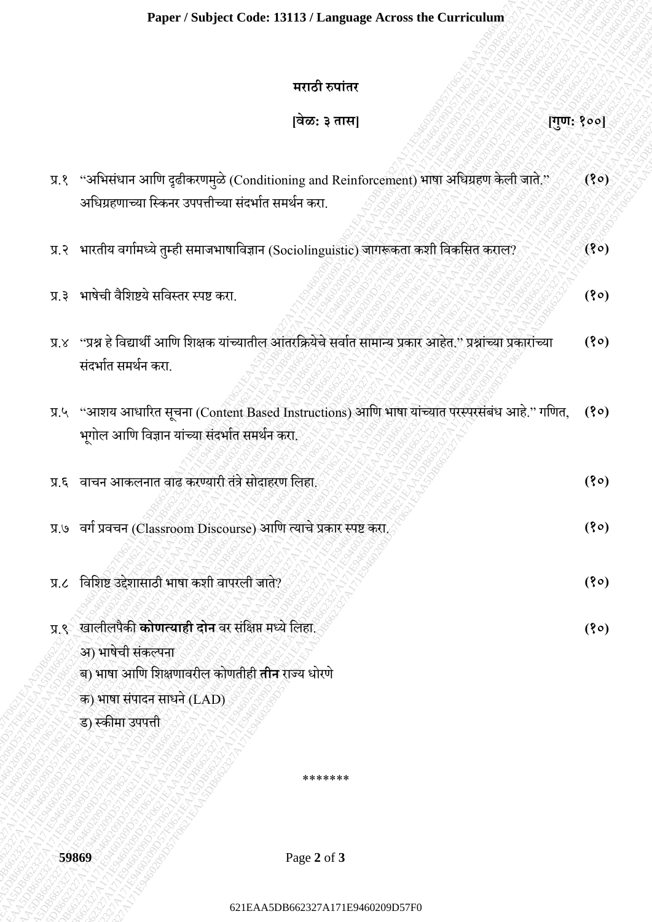## मराठी रुपांतर

**[वेळ: ३ तास]** **[गुण: १००]**

प्र.१ "अभिसंधान आणि दृढीकरणमुळे (Conditioning and Reinforcement) भाषा अधिग्रहण केली जाते." अधिग्रहणाच्या स्किनर उपपत्तीच्या संदर्भात समर्थन करा. **(१०)**

प्र.२ भारतीय वर्गामध्ये तुम्ही समाजभाषाविज्ञान (Sociolinguistic) जागरूकता कशी विकसित कराल? **(१०)**

प्र.३ भाषेची वैशिष्टये सविस्तर स्पष्ट करा. **(१०)**

प्र.४ "प्रश्न हे विद्यार्थी आणि शिक्षक यांच्यातील आंतरक्रियेचे सर्वात सामान्य प्रकार आहेत." प्रश्नांच्या प्रकारांच्या संदर्भात समर्थन करा. **(१०)**

प्र.५ "आशय आधारित सूचना (Content Based Instructions) आणि भाषा यांच्यात परस्परसंबंध आहे." गणित, भूगोल आणि विज्ञान यांच्या संदर्भात समर्थन करा. **(१०)**

प्र.६ वाचन आकलनात वाढ करण्यारी तंत्रे सोदाहरण लिहा. **(१०)**

प्र.७ वर्ग प्रवचन (Classroom Discourse) आणि त्याचे प्रकार स्पष्ट करा. **(१०)**

प्र.८ विशिष्ट उद्देशासाठी भाषा कशी वापरली जाते? **(१०)**

प्र.९ खालीलपैकी **कोणत्याही दोन** वर संक्षिप्त मध्ये लिहा. **(१०)**

अ) भाषेची संकल्पना

ब) भाषा आणि शिक्षणावरील कोणतीही **तीन** राज्य धोरणे

क) भाषा संपादन साधने (LAD)

ड) स्कीमा उपपत्ती

*******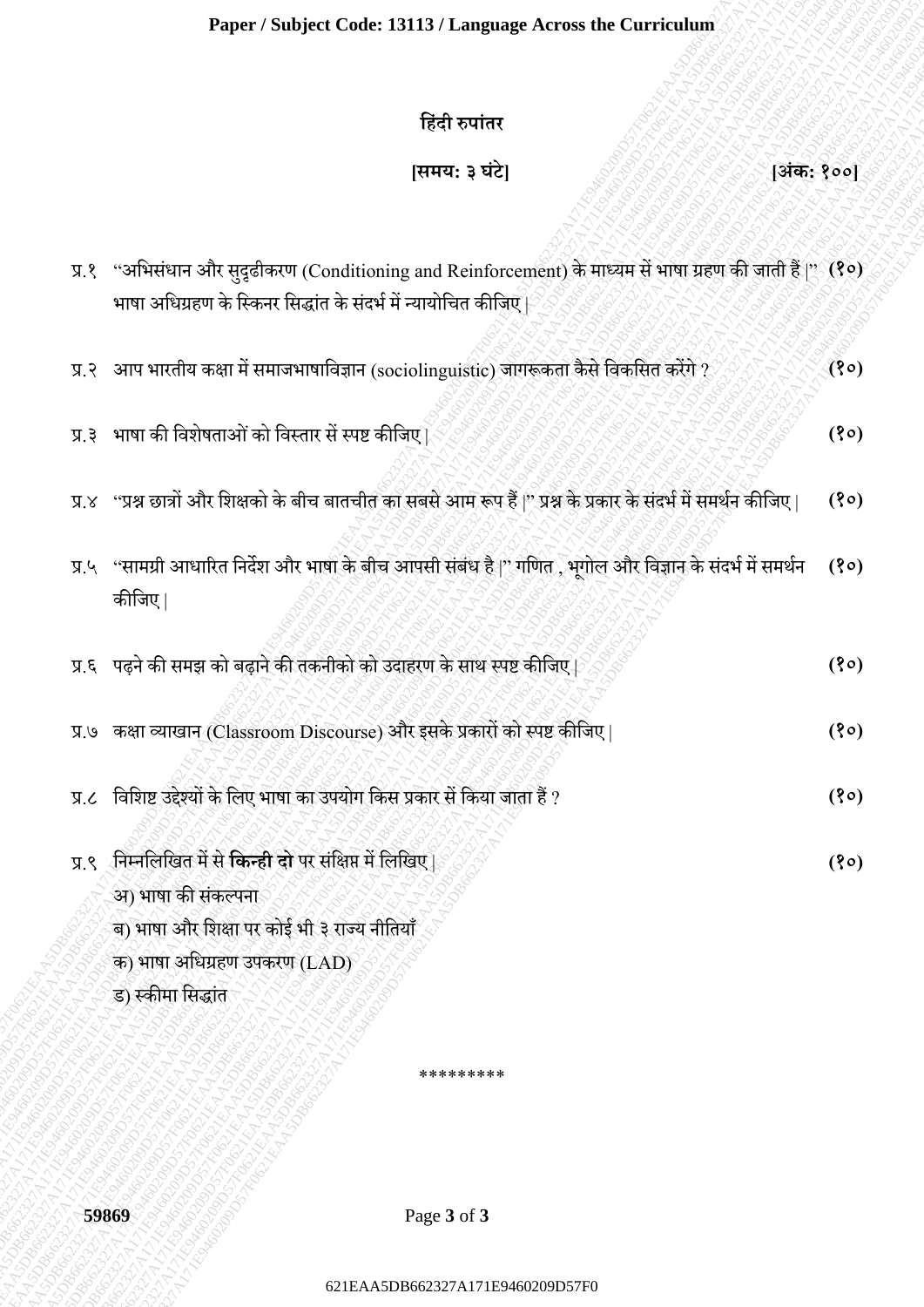## हिंदी रुपांतर

**[समय: ३ घंटे]** **[अंक: १००]**

प्र.१ "अभिसंधान और सुदृढीकरण (Conditioning and Reinforcement) के माध्यम से भाषा ग्रहण की जाती हैं |" भाषा अधिग्रहण के स्किनर सिद्धांत के संदर्भ में न्यायोचित कीजिए | **(१०)**

प्र.२ आप भारतीय कक्षा में समाजभाषाविज्ञान (sociolinguistic) जागरूकता कैसे विकसित करेंगे ? **(१०)**

प्र.३ भाषा की विशेषताओं को विस्तार से स्पष्ट कीजिए | **(१०)**

प्र.४ "प्रश्न छात्रों और शिक्षको के बीच बातचीत का सबसे आम रूप हैं |" प्रश्न के प्रकार के संदर्भ में समर्थन कीजिए | **(१०)**

प्र.५ "सामग्री आधारित निर्देश और भाषा के बीच आपसी संबंध है |" गणित , भूगोल और विज्ञान के संदर्भ में समर्थन कीजिए | **(१०)**

प्र.६ पढ़ने की समझ को बढ़ाने की तकनीको को उदाहरण के साथ स्पष्ट कीजिए | **(१०)**

प्र.७ कक्षा व्याखान (Classroom Discourse) और इसके प्रकारों को स्पष्ट कीजिए | **(१०)**

प्र.८ विशिष्ट उद्देश्यों के लिए भाषा का उपयोग किस प्रकार से किया जाता हैं ? **(१०)**

प्र.९ निम्नलिखित में से **किन्ही दो** पर संक्षिप्त में लिखिए | **(१०)**

अ) भाषा की संकल्पना
ब) भाषा और शिक्षा पर कोई भी ३ राज्य नीतियाँ
क) भाषा अधिग्रहण उपकरण (LAD)
ड) स्कीमा सिद्धांत

*********